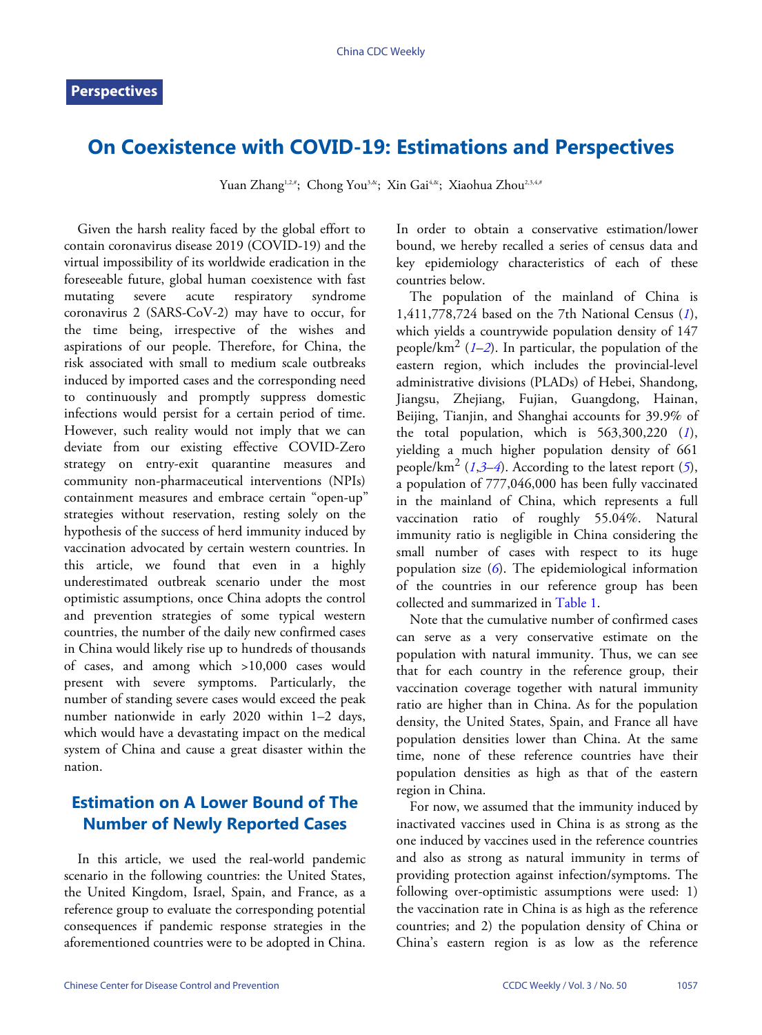Perspectives

# On Coexistence with COVID-19: Estimations and Perspectives

Yuan Zhang[1,2,#]; Chong You[3,&]; Xin Gai[4,&]; Xiaohua Zhou[2,3,4,#]

Given the harsh reality faced by the global effort to contain coronavirus disease 2019 (COVID-19) and the virtual impossibility of its worldwide eradication in the foreseeable future, global human coexistence with fast mutating severe acute respiratory syndrome coronavirus 2 (SARS-CoV-2) may have to occur, for the time being, irrespective of the wishes and aspirations of our people. Therefore, for China, the risk associated with small to medium scale outbreaks induced by imported cases and the corresponding need to continuously and promptly suppress domestic infections would persist for a certain period of time. However, such reality would not imply that we can deviate from our existing effective COVID-Zero strategy on entry-exit quarantine measures and community non-pharmaceutical interventions (NPIs) containment measures and embrace certain "open-up" strategies without reservation, resting solely on the hypothesis of the success of herd immunity induced by vaccination advocated by certain western countries. In this article, we found that even in a highly underestimated outbreak scenario under the most optimistic assumptions, once China adopts the control and prevention strategies of some typical western countries, the number of the daily new confirmed cases in China would likely rise up to hundreds of thousands of cases, and among which >10,000 cases would present with severe symptoms. Particularly, the number of standing severe cases would exceed the peak number nationwide in early 2020 within 1–2 days, which would have a devastating impact on the medical system of China and cause a great disaster within the nation.

## Estimation on A Lower Bound of The Number of Newly Reported Cases

In this article, we used the real-world pandemic scenario in the following countries: the United States, the United Kingdom, Israel, Spain, and France, as a reference group to evaluate the corresponding potential consequences if pandemic response strategies in the aforementioned countries were to be adopted in China. In order to obtain a conservative estimation/lower bound, we hereby recalled a series of census data and key epidemiology characteristics of each of these countries below.

The population of the mainland of China is 1,411,778,724 based on the 7th National Census (*1*), which yields a countrywide population density of 147 people/km$^2$ (*1*–*2*). In particular, the population of the eastern region, which includes the provincial-level administrative divisions (PLADs) of Hebei, Shandong, Jiangsu, Zhejiang, Fujian, Guangdong, Hainan, Beijing, Tianjin, and Shanghai accounts for 39.9% of the total population, which is 563,300,220 (*1*), yielding a much higher population density of 661 people/km$^2$ (*1*,*3*–*4*). According to the latest report (*5*), a population of 777,046,000 has been fully vaccinated in the mainland of China, which represents a full vaccination ratio of roughly 55.04%. Natural immunity ratio is negligible in China considering the small number of cases with respect to its huge population size (*6*). The epidemiological information of the countries in our reference group has been collected and summarized in Table 1.

Note that the cumulative number of confirmed cases can serve as a very conservative estimate on the population with natural immunity. Thus, we can see that for each country in the reference group, their vaccination coverage together with natural immunity ratio are higher than in China. As for the population density, the United States, Spain, and France all have population densities lower than China. At the same time, none of these reference countries have their population densities as high as that of the eastern region in China.

For now, we assumed that the immunity induced by inactivated vaccines used in China is as strong as the one induced by vaccines used in the reference countries and also as strong as natural immunity in terms of providing protection against infection/symptoms. The following over-optimistic assumptions were used: 1) the vaccination rate in China is as high as the reference countries; and 2) the population density of China or China's eastern region is as low as the reference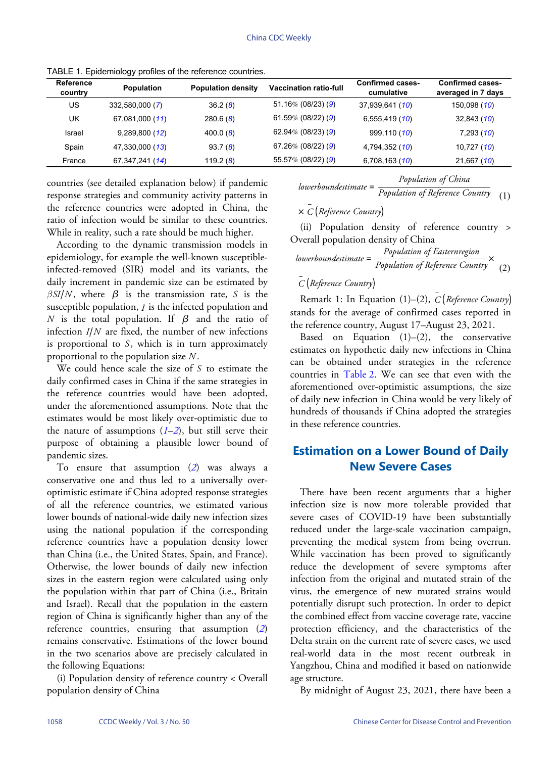TABLE 1. Epidemiology profiles of the reference countries.

| Reference country | Population | Population density | Vaccination ratio-full | Confirmed cases-cumulative | Confirmed cases-averaged in 7 days |
|---|---|---|---|---|---|
| US | 332,580,000 (7) | 36.2 (8) | 51.16% (08/23) (9) | 37,939,641 (10) | 150,098 (10) |
| UK | 67,081,000 (11) | 280.6 (8) | 61.59% (08/22) (9) | 6,555,419 (10) | 32,843 (10) |
| Israel | 9,289,800 (12) | 400.0 (8) | 62.94% (08/23) (9) | 999,110 (10) | 7,293 (10) |
| Spain | 47,330,000 (13) | 93.7 (8) | 67.26% (08/22) (9) | 4,794,352 (10) | 10,727 (10) |
| France | 67,347,241 (14) | 119.2 (8) | 55.57% (08/22) (9) | 6,708,163 (10) | 21,667 (10) |

countries (see detailed explanation below) if pandemic response strategies and community activity patterns in the reference countries were adopted in China, the ratio of infection would be similar to these countries. While in reality, such a rate should be much higher.

According to the dynamic transmission models in epidemiology, for example the well-known susceptible-infected-removed (SIR) model and its variants, the daily increment in pandemic size can be estimated by $\beta SI/N$, where $\beta$ is the transmission rate, $S$ is the susceptible population, $I$ is the infected population and $N$ is the total population. If $\beta$ and the ratio of infection $I/N$ are fixed, the number of new infections is proportional to $S$, which is in turn approximately proportional to the population size $N$.

We could hence scale the size of $S$ to estimate the daily confirmed cases in China if the same strategies in the reference countries would have been adopted, under the aforementioned assumptions. Note that the estimates would be most likely over-optimistic due to the nature of assumptions (1–2), but still serve their purpose of obtaining a plausible lower bound of pandemic sizes.

To ensure that assumption (2) was always a conservative one and thus led to a universally over-optimistic estimate if China adopted response strategies of all the reference countries, we estimated various lower bounds of national-wide daily new infection sizes using the national population if the corresponding reference countries have a population density lower than China (i.e., the United States, Spain, and France). Otherwise, the lower bounds of daily new infection sizes in the eastern region were calculated using only the population within that part of China (i.e., Britain and Israel). Recall that the population in the eastern region of China is significantly higher than any of the reference countries, ensuring that assumption (2) remains conservative. Estimations of the lower bound in the two scenarios above are precisely calculated in the following Equations:

(i) Population density of reference country < Overall population density of China

$$lowerboundestimate = \frac{Population\ of\ China}{Population\ of\ Reference\ Country} \times \bar{C}(Reference\ Country) \quad (1)$$

(ii) Population density of reference country > Overall population density of China

$$lowerboundestimate = \frac{Population\ of\ Easternregion}{Population\ of\ Reference\ Country} \times \bar{C}(Reference\ Country) \quad (2)$$

Remark 1: In Equation (1)–(2), $\bar{C}(Reference\ Country)$ stands for the average of confirmed cases reported in the reference country, August 17–August 23, 2021.

Based on Equation (1)–(2), the conservative estimates on hypothetic daily new infections in China can be obtained under strategies in the reference countries in Table 2. We can see that even with the aforementioned over-optimistic assumptions, the size of daily new infection in China would be very likely of hundreds of thousands if China adopted the strategies in these reference countries.

## Estimation on a Lower Bound of Daily New Severe Cases

There have been recent arguments that a higher infection size is now more tolerable provided that severe cases of COVID-19 have been substantially reduced under the large-scale vaccination campaign, preventing the medical system from being overrun. While vaccination has been proved to significantly reduce the development of severe symptoms after infection from the original and mutated strain of the virus, the emergence of new mutated strains would potentially disrupt such protection. In order to depict the combined effect from vaccine coverage rate, vaccine protection efficiency, and the characteristics of the Delta strain on the current rate of severe cases, we used real-world data in the most recent outbreak in Yangzhou, China and modified it based on nationwide age structure.

By midnight of August 23, 2021, there have been a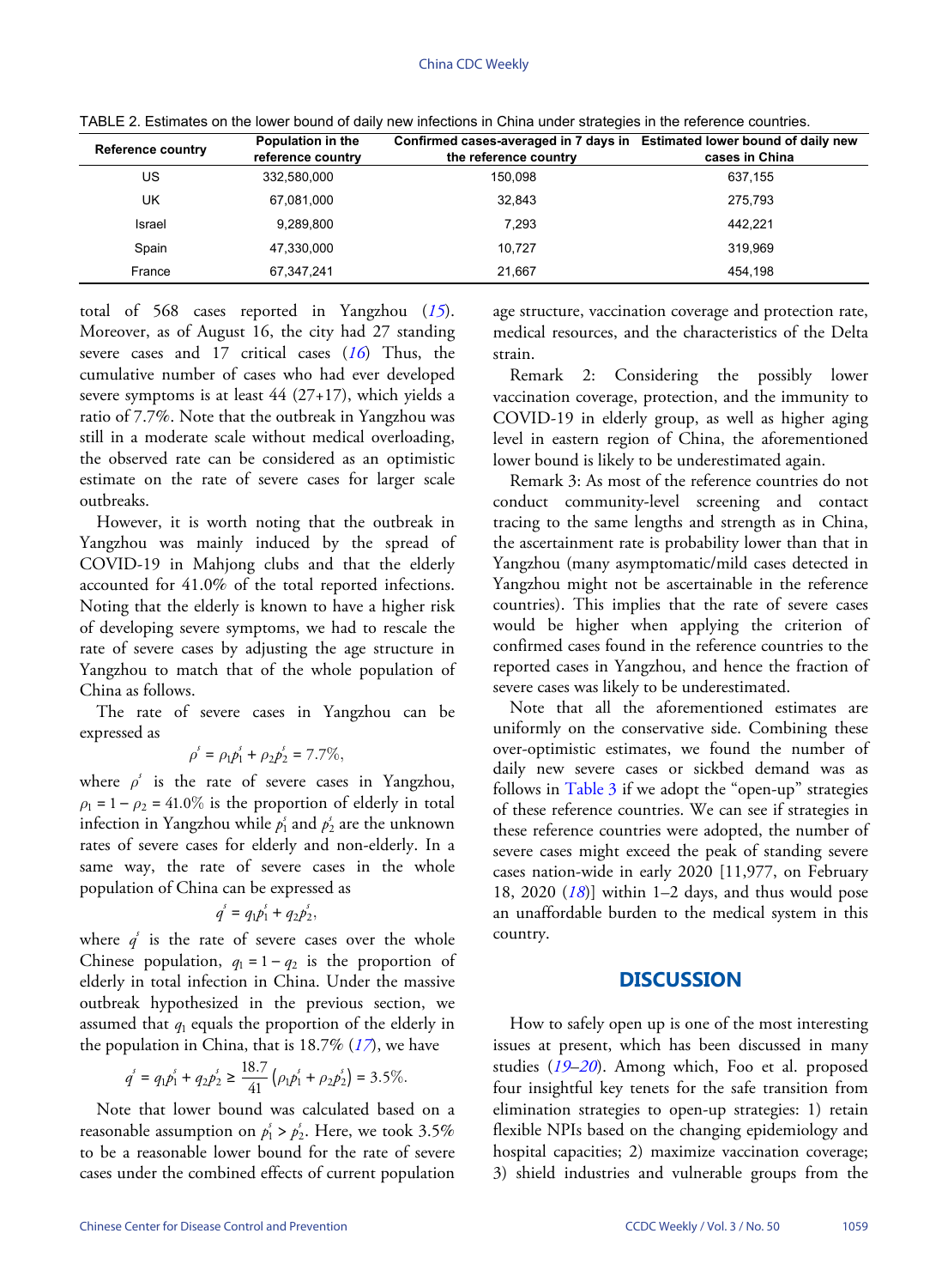TABLE 2. Estimates on the lower bound of daily new infections in China under strategies in the reference countries.

| Reference country | Population in the reference country | Confirmed cases-averaged in 7 days in the reference country | Estimated lower bound of daily new cases in China |
|---|---|---|---|
| US | 332,580,000 | 150,098 | 637,155 |
| UK | 67,081,000 | 32,843 | 275,793 |
| Israel | 9,289,800 | 7,293 | 442,221 |
| Spain | 47,330,000 | 10,727 | 319,969 |
| France | 67,347,241 | 21,667 | 454,198 |

total of 568 cases reported in Yangzhou (*15*). Moreover, as of August 16, the city had 27 standing severe cases and 17 critical cases (*16*) Thus, the cumulative number of cases who had ever developed severe symptoms is at least 44 (27+17), which yields a ratio of 7.7%. Note that the outbreak in Yangzhou was still in a moderate scale without medical overloading, the observed rate can be considered as an optimistic estimate on the rate of severe cases for larger scale outbreaks.

However, it is worth noting that the outbreak in Yangzhou was mainly induced by the spread of COVID-19 in Mahjong clubs and that the elderly accounted for 41.0% of the total reported infections. Noting that the elderly is known to have a higher risk of developing severe symptoms, we had to rescale the rate of severe cases by adjusting the age structure in Yangzhou to match that of the whole population of China as follows.

The rate of severe cases in Yangzhou can be expressed as

$$\rho^s = \rho_1 p_1^s + \rho_2 p_2^s = 7.7\%,$$

where $\rho^s$ is the rate of severe cases in Yangzhou, $\rho_1 = 1 - \rho_2 = 41.0\%$ is the proportion of elderly in total infection in Yangzhou while $p_1^s$ and $p_2^s$ are the unknown rates of severe cases for elderly and non-elderly. In a same way, the rate of severe cases in the whole population of China can be expressed as

$$q^s = q_1 p_1^s + q_2 p_2^s,$$

where $q^s$ is the rate of severe cases over the whole Chinese population, $q_1 = 1 - q_2$ is the proportion of elderly in total infection in China. Under the massive outbreak hypothesized in the previous section, we assumed that $q_1$ equals the proportion of the elderly in the population in China, that is 18.7% (*17*), we have

$$q^s = q_1 p_1^s + q_2 p_2^s \geq \frac{18.7}{41}\left(\rho_1 p_1^s + \rho_2 p_2^s\right) = 3.5\%.$$

Note that lower bound was calculated based on a reasonable assumption on $p_1^s > p_2^s$. Here, we took 3.5% to be a reasonable lower bound for the rate of severe cases under the combined effects of current population age structure, vaccination coverage and protection rate, medical resources, and the characteristics of the Delta strain.

Remark 2: Considering the possibly lower vaccination coverage, protection, and the immunity to COVID-19 in elderly group, as well as higher aging level in eastern region of China, the aforementioned lower bound is likely to be underestimated again.

Remark 3: As most of the reference countries do not conduct community-level screening and contact tracing to the same lengths and strength as in China, the ascertainment rate is probability lower than that in Yangzhou (many asymptomatic/mild cases detected in Yangzhou might not be ascertainable in the reference countries). This implies that the rate of severe cases would be higher when applying the criterion of confirmed cases found in the reference countries to the reported cases in Yangzhou, and hence the fraction of severe cases was likely to be underestimated.

Note that all the aforementioned estimates are uniformly on the conservative side. Combining these over-optimistic estimates, we found the number of daily new severe cases or sickbed demand was as follows in Table 3 if we adopt the "open-up" strategies of these reference countries. We can see if strategies in these reference countries were adopted, the number of severe cases might exceed the peak of standing severe cases nation-wide in early 2020 [11,977, on February 18, 2020 (*18*)] within 1–2 days, and thus would pose an unaffordable burden to the medical system in this country.

## DISCUSSION

How to safely open up is one of the most interesting issues at present, which has been discussed in many studies (*19*–*20*). Among which, Foo et al. proposed four insightful key tenets for the safe transition from elimination strategies to open-up strategies: 1) retain flexible NPIs based on the changing epidemiology and hospital capacities; 2) maximize vaccination coverage; 3) shield industries and vulnerable groups from the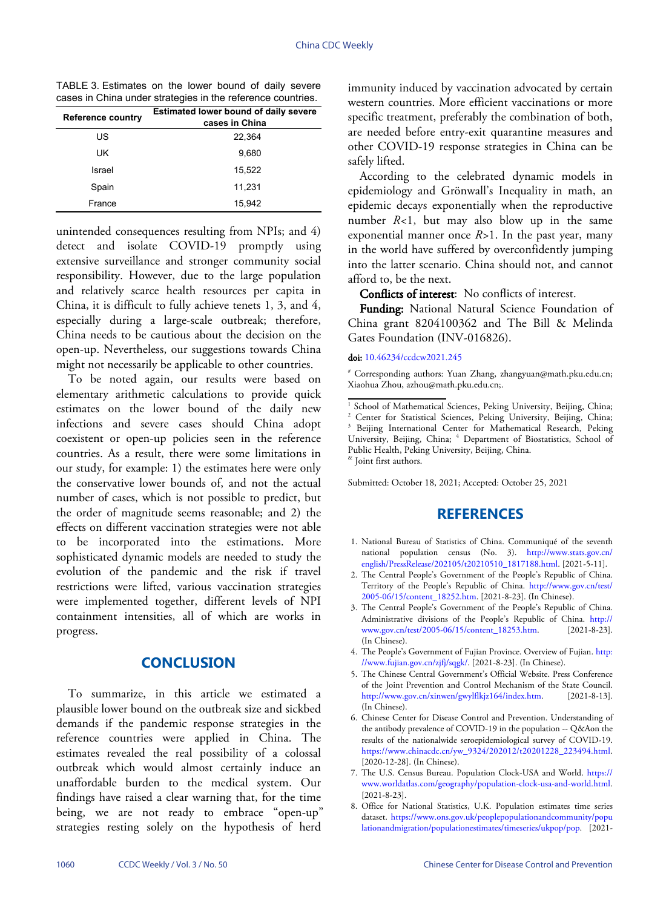TABLE 3. Estimates on the lower bound of daily severe cases in China under strategies in the reference countries.

| Reference country | Estimated lower bound of daily severe cases in China |
| --- | --- |
| US | 22,364 |
| UK | 9,680 |
| Israel | 15,522 |
| Spain | 11,231 |
| France | 15,942 |

unintended consequences resulting from NPIs; and 4) detect and isolate COVID-19 promptly using extensive surveillance and stronger community social responsibility. However, due to the large population and relatively scarce health resources per capita in China, it is difficult to fully achieve tenets 1, 3, and 4, especially during a large-scale outbreak; therefore, China needs to be cautious about the decision on the open-up. Nevertheless, our suggestions towards China might not necessarily be applicable to other countries.

To be noted again, our results were based on elementary arithmetic calculations to provide quick estimates on the lower bound of the daily new infections and severe cases should China adopt coexistent or open-up policies seen in the reference countries. As a result, there were some limitations in our study, for example: 1) the estimates here were only the conservative lower bounds of, and not the actual number of cases, which is not possible to predict, but the order of magnitude seems reasonable; and 2) the effects on different vaccination strategies were not able to be incorporated into the estimations. More sophisticated dynamic models are needed to study the evolution of the pandemic and the risk if travel restrictions were lifted, various vaccination strategies were implemented together, different levels of NPI containment intensities, all of which are works in progress.

## CONCLUSION

To summarize, in this article we estimated a plausible lower bound on the outbreak size and sickbed demands if the pandemic response strategies in the reference countries were applied in China. The estimates revealed the real possibility of a colossal outbreak which would almost certainly induce an unaffordable burden to the medical system. Our findings have raised a clear warning that, for the time being, we are not ready to embrace "open-up" strategies resting solely on the hypothesis of herd immunity induced by vaccination advocated by certain western countries. More efficient vaccinations or more specific treatment, preferably the combination of both, are needed before entry-exit quarantine measures and other COVID-19 response strategies in China can be safely lifted.

According to the celebrated dynamic models in epidemiology and Grönwall's Inequality in math, an epidemic decays exponentially when the reproductive number $R<1$, but may also blow up in the same exponential manner once $R>1$. In the past year, many in the world have suffered by overconfidently jumping into the latter scenario. China should not, and cannot afford to, be the next.

**Conflicts of interest**: No conflicts of interest.

**Funding**: National Natural Science Foundation of China grant 8204100362 and The Bill & Melinda Gates Foundation (INV-016826).

**doi**: 10.46234/ccdcw2021.245

[#] Corresponding authors: Yuan Zhang, zhangyuan@math.pku.edu.cn; Xiaohua Zhou, azhou@math.pku.edu.cn;.

[1] School of Mathematical Sciences, Peking University, Beijing, China; [2] Center for Statistical Sciences, Peking University, Beijing, China; [3] Beijing International Center for Mathematical Research, Peking University, Beijing, China; [4] Department of Biostatistics, School of Public Health, Peking University, Beijing, China.
[&] Joint first authors.

Submitted: October 18, 2021; Accepted: October 25, 2021

## REFERENCES

1. National Bureau of Statistics of China. Communiqué of the seventh national population census (No. 3). http://www.stats.gov.cn/english/PressRelease/202105/t20210510_1817188.html. [2021-5-11].
2. The Central People's Government of the People's Republic of China. Territory of the People's Republic of China. http://www.gov.cn/test/2005-06/15/content_18252.htm. [2021-8-23]. (In Chinese).
3. The Central People's Government of the People's Republic of China. Administrative divisions of the People's Republic of China. http://www.gov.cn/test/2005-06/15/content_18253.htm. [2021-8-23]. (In Chinese).
4. The People's Government of Fujian Province. Overview of Fujian. http://www.fujian.gov.cn/zjfj/sqgk/. [2021-8-23]. (In Chinese).
5. The Chinese Central Government's Official Website. Press Conference of the Joint Prevention and Control Mechanism of the State Council. http://www.gov.cn/xinwen/gwylflkjz164/index.htm. [2021-8-13]. (In Chinese).
6. Chinese Center for Disease Control and Prevention. Understanding of the antibody prevalence of COVID-19 in the population -- Q&Aon the results of the nationalwide seroepidemiological survey of COVID-19. https://www.chinacdc.cn/yw_9324/202012/t20201228_223494.html. [2020-12-28]. (In Chinese).
7. The U.S. Census Bureau. Population Clock-USA and World. https://www.worldatlas.com/geography/population-clock-usa-and-world.html. [2021-8-23].
8. Office for National Statistics, U.K. Population estimates time series dataset. https://www.ons.gov.uk/peoplepopulationandcommunity/populationandmigration/populationestimates/timeseries/ukpop/pop. [2021-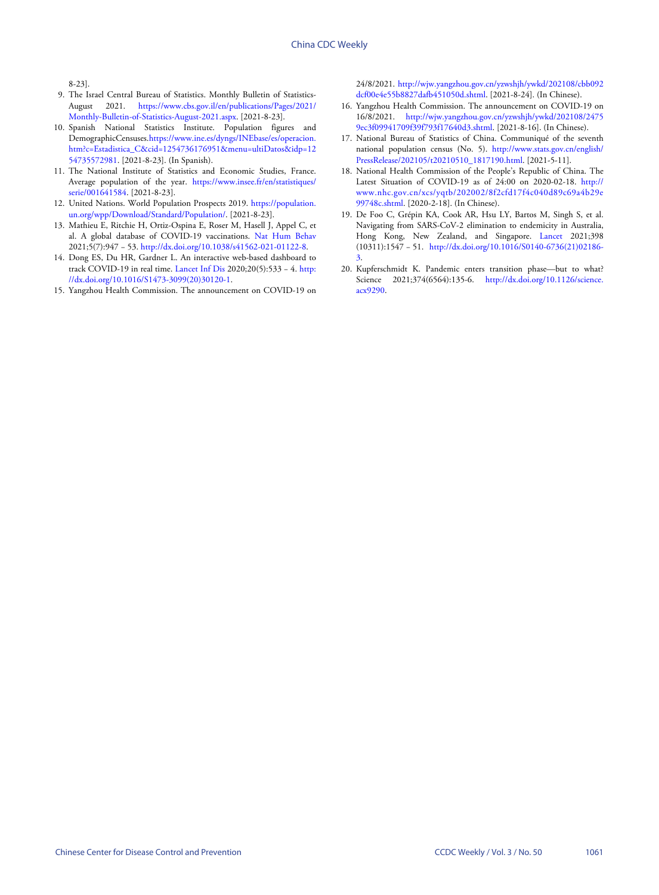8-23].

9. The Israel Central Bureau of Statistics. Monthly Bulletin of Statistics-August 2021. https://www.cbs.gov.il/en/publications/Pages/2021/Monthly-Bulletin-of-Statistics-August-2021.aspx. [2021-8-23].
10. Spanish National Statistics Institute. Population figures and DemographicCensuses.https://www.ine.es/dyngs/INEbase/es/operacion.htm?c=Estadistica_C&cid=1254736176951&menu=ultiDatos&idp=1254735572981. [2021-8-23]. (In Spanish).
11. The National Institute of Statistics and Economic Studies, France. Average population of the year. https://www.insee.fr/en/statistiques/serie/001641584. [2021-8-23].
12. United Nations. World Population Prospects 2019. https://population.un.org/wpp/Download/Standard/Population/. [2021-8-23].
13. Mathieu E, Ritchie H, Ortiz-Ospina E, Roser M, Hasell J, Appel C, et al. A global database of COVID-19 vaccinations. Nat Hum Behav 2021;5(7):947 – 53. http://dx.doi.org/10.1038/s41562-021-01122-8.
14. Dong ES, Du HR, Gardner L. An interactive web-based dashboard to track COVID-19 in real time. Lancet Inf Dis 2020;20(5):533 – 4. http://dx.doi.org/10.1016/S1473-3099(20)30120-1.
15. Yangzhou Health Commission. The announcement on COVID-19 on 24/8/2021. http://wjw.yangzhou.gov.cn/yzwshjh/ywkd/202108/cbb092dcf00e4e55b8827dafb451050d.shtml. [2021-8-24]. (In Chinese).
16. Yangzhou Health Commission. The announcement on COVID-19 on 16/8/2021. http://wjw.yangzhou.gov.cn/yzwshjh/ywkd/202108/24759ec3f09941709f39f793f17640d3.shtml. [2021-8-16]. (In Chinese).
17. National Bureau of Statistics of China. Communiqué of the seventh national population census (No. 5). http://www.stats.gov.cn/english/PressRelease/202105/t20210510_1817190.html. [2021-5-11].
18. National Health Commission of the People's Republic of China. The Latest Situation of COVID-19 as of 24:00 on 2020-02-18. http://www.nhc.gov.cn/xcs/yqtb/202002/8f2cfd17f4c040d89c69a4b29e99748c.shtml. [2020-2-18]. (In Chinese).
19. De Foo C, Grépin KA, Cook AR, Hsu LY, Bartos M, Singh S, et al. Navigating from SARS-CoV-2 elimination to endemicity in Australia, Hong Kong, New Zealand, and Singapore. Lancet 2021;398 (10311):1547 – 51. http://dx.doi.org/10.1016/S0140-6736(21)02186-3.
20. Kupferschmidt K. Pandemic enters transition phase—but to what? Science 2021;374(6564):135-6. http://dx.doi.org/10.1126/science.acx9290.